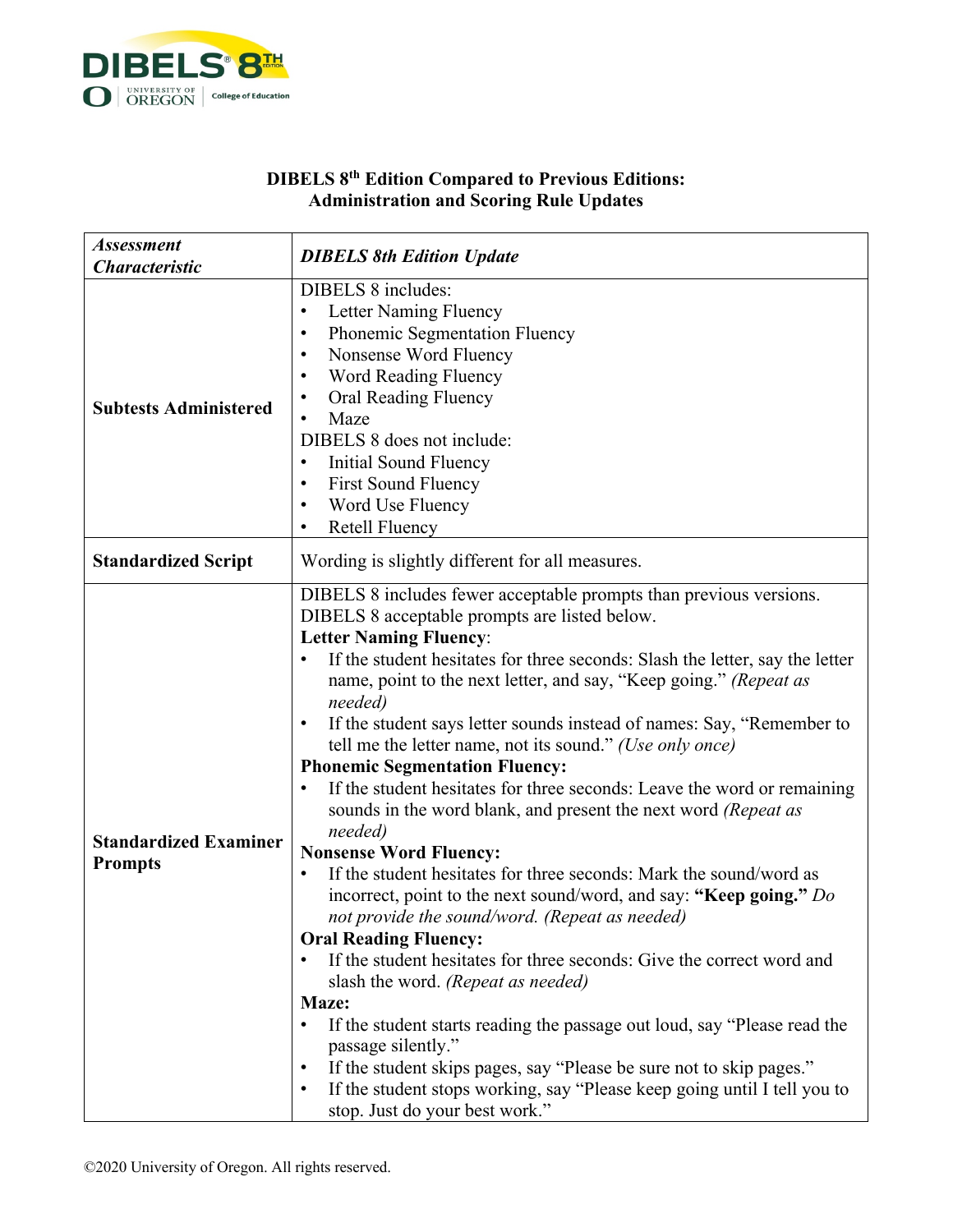# DIBELS 8th Edition Compared to Previous Editions: Administration and Scoring Rule Updates

| *Assessment Characteristic* | *DIBELS 8th Edition Update* |
|---|---|
| **Subtests Administered** | DIBELS 8 includes:<br>• Letter Naming Fluency<br>• Phonemic Segmentation Fluency<br>• Nonsense Word Fluency<br>• Word Reading Fluency<br>• Oral Reading Fluency<br>• Maze<br>DIBELS 8 does not include:<br>• Initial Sound Fluency<br>• First Sound Fluency<br>• Word Use Fluency<br>• Retell Fluency |
| **Standardized Script** | Wording is slightly different for all measures. |
| **Standardized Examiner Prompts** | DIBELS 8 includes fewer acceptable prompts than previous versions. DIBELS 8 acceptable prompts are listed below.<br>**Letter Naming Fluency**:<br>• If the student hesitates for three seconds: Slash the letter, say the letter name, point to the next letter, and say, "Keep going." *(Repeat as needed)*<br>• If the student says letter sounds instead of names: Say, "Remember to tell me the letter name, not its sound." *(Use only once)*<br>**Phonemic Segmentation Fluency:**<br>• If the student hesitates for three seconds: Leave the word or remaining sounds in the word blank, and present the next word *(Repeat as needed)*<br>**Nonsense Word Fluency:**<br>• If the student hesitates for three seconds: Mark the sound/word as incorrect, point to the next sound/word, and say: **"Keep going."** *Do not provide the sound/word. (Repeat as needed)*<br>**Oral Reading Fluency:**<br>• If the student hesitates for three seconds: Give the correct word and slash the word. *(Repeat as needed)*<br>**Maze:**<br>• If the student starts reading the passage out loud, say "Please read the passage silently."<br>• If the student skips pages, say "Please be sure not to skip pages."<br>• If the student stops working, say "Please keep going until I tell you to stop. Just do your best work." |

©2020 University of Oregon. All rights reserved.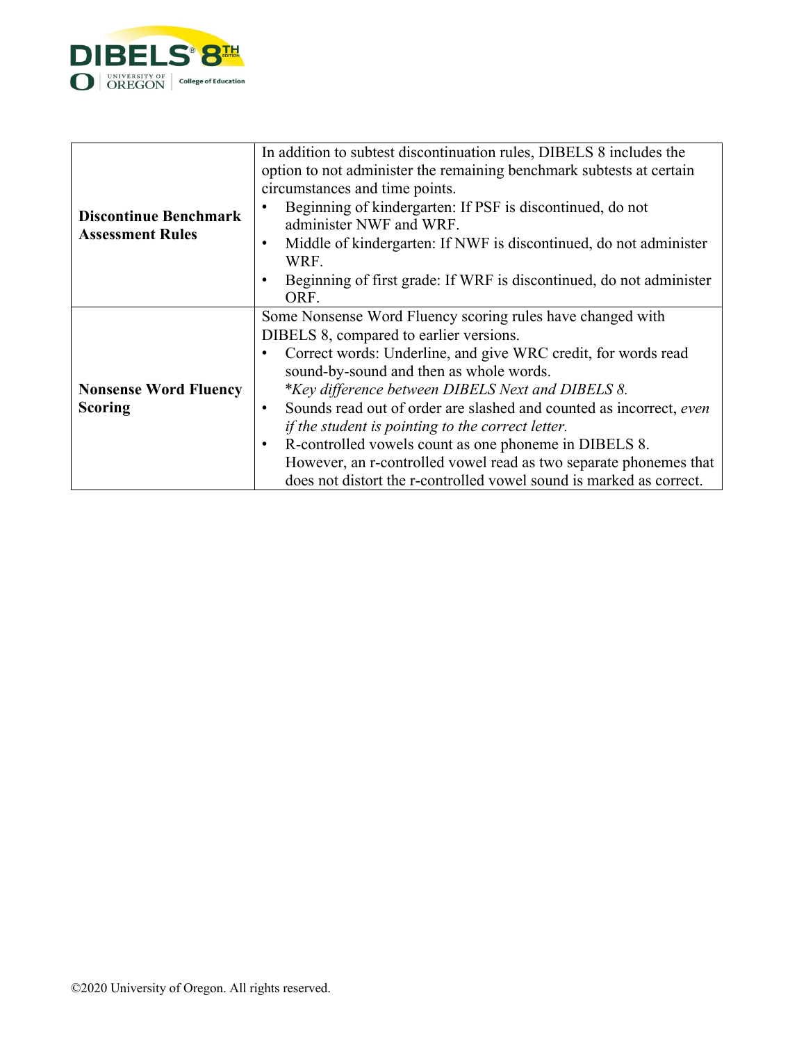| | |
|---|---|
| **Discontinue Benchmark Assessment Rules** | In addition to subtest discontinuation rules, DIBELS 8 includes the option to not administer the remaining benchmark subtests at certain circumstances and time points.<br>• Beginning of kindergarten: If PSF is discontinued, do not administer NWF and WRF.<br>• Middle of kindergarten: If NWF is discontinued, do not administer WRF.<br>• Beginning of first grade: If WRF is discontinued, do not administer ORF. |
| **Nonsense Word Fluency Scoring** | Some Nonsense Word Fluency scoring rules have changed with DIBELS 8, compared to earlier versions.<br>• Correct words: Underline, and give WRC credit, for words read sound-by-sound and then as whole words. **Key difference between DIBELS Next and DIBELS 8.*<br>• Sounds read out of order are slashed and counted as incorrect, *even if the student is pointing to the correct letter.*<br>• R-controlled vowels count as one phoneme in DIBELS 8. However, an r-controlled vowel read as two separate phonemes that does not distort the r-controlled vowel sound is marked as correct. |

©2020 University of Oregon. All rights reserved.